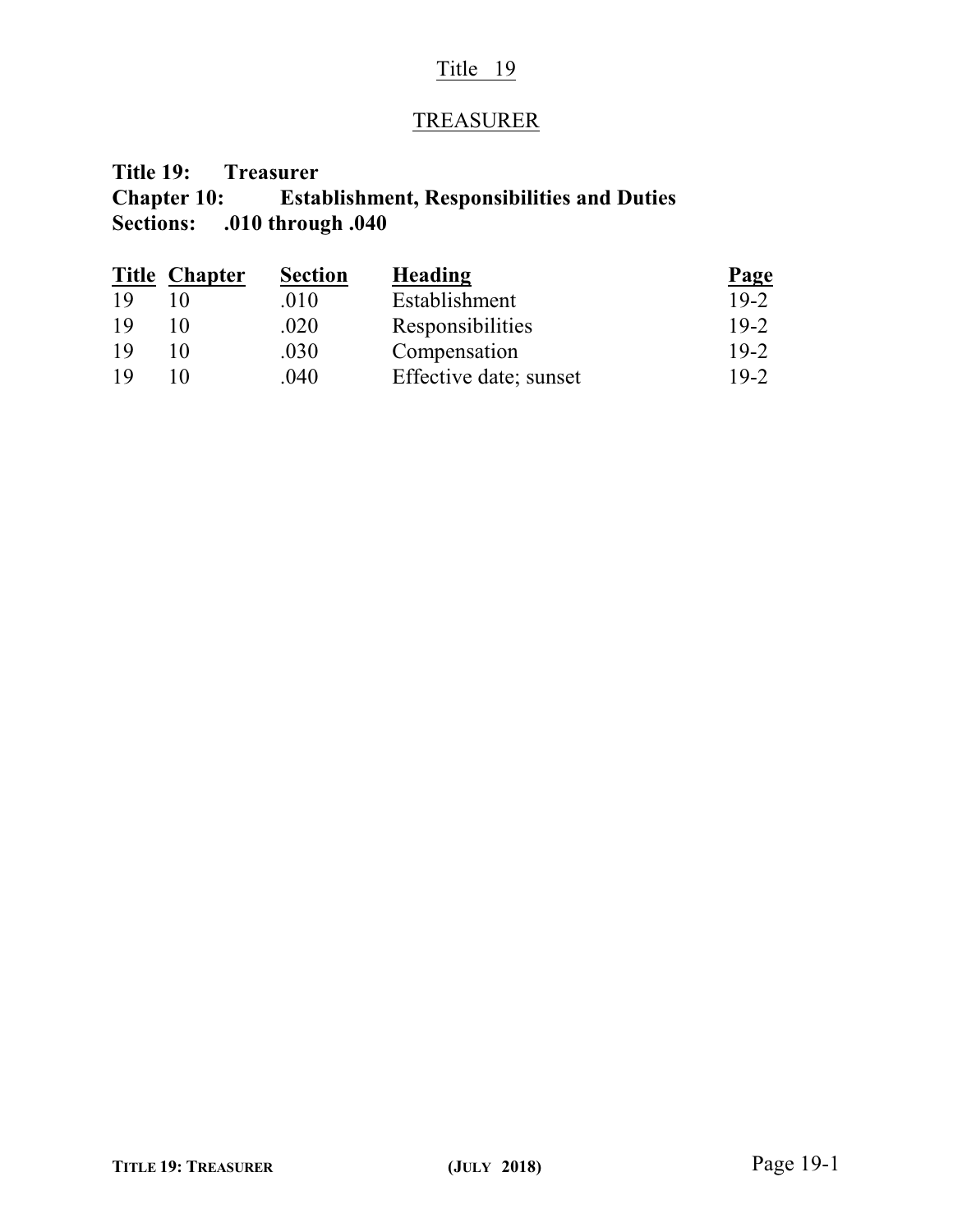# Title 19

## TREASURER

**Title 19: Treasurer**
**Chapter 10: Establishment, Responsibilities and Duties**
**Sections: .010 through .040**

| Title | Chapter | Section | Heading | Page |
|---|---|---|---|---|
| 19 | 10 | .010 | Establishment | 19-2 |
| 19 | 10 | .020 | Responsibilities | 19-2 |
| 19 | 10 | .030 | Compensation | 19-2 |
| 19 | 10 | .040 | Effective date; sunset | 19-2 |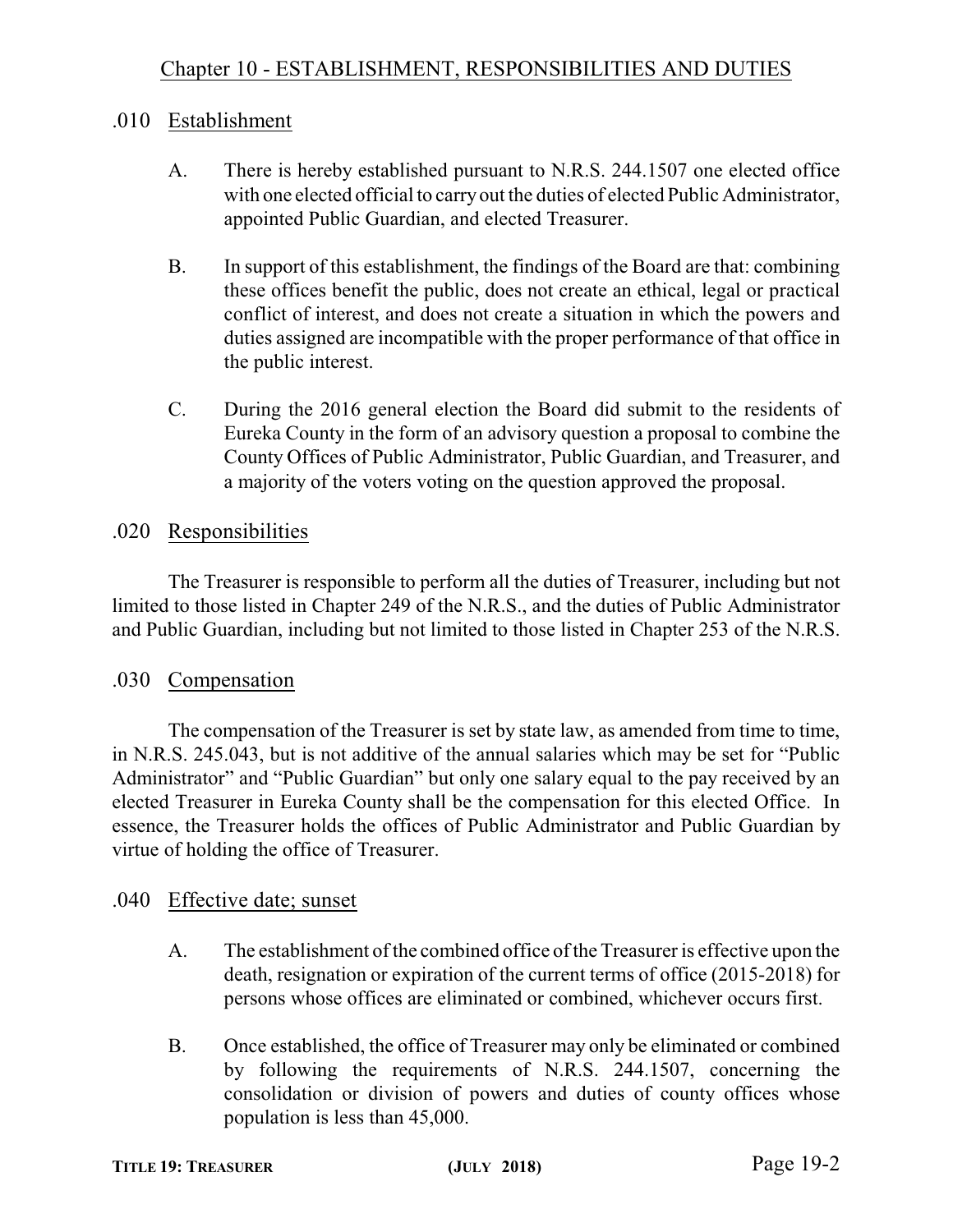## Chapter 10 - ESTABLISHMENT, RESPONSIBILITIES AND DUTIES

### .010 Establishment

A. There is hereby established pursuant to N.R.S. 244.1507 one elected office with one elected official to carry out the duties of elected Public Administrator, appointed Public Guardian, and elected Treasurer.

B. In support of this establishment, the findings of the Board are that: combining these offices benefit the public, does not create an ethical, legal or practical conflict of interest, and does not create a situation in which the powers and duties assigned are incompatible with the proper performance of that office in the public interest.

C. During the 2016 general election the Board did submit to the residents of Eureka County in the form of an advisory question a proposal to combine the County Offices of Public Administrator, Public Guardian, and Treasurer, and a majority of the voters voting on the question approved the proposal.

### .020 Responsibilities

The Treasurer is responsible to perform all the duties of Treasurer, including but not limited to those listed in Chapter 249 of the N.R.S., and the duties of Public Administrator and Public Guardian, including but not limited to those listed in Chapter 253 of the N.R.S.

### .030 Compensation

The compensation of the Treasurer is set by state law, as amended from time to time, in N.R.S. 245.043, but is not additive of the annual salaries which may be set for "Public Administrator" and "Public Guardian" but only one salary equal to the pay received by an elected Treasurer in Eureka County shall be the compensation for this elected Office. In essence, the Treasurer holds the offices of Public Administrator and Public Guardian by virtue of holding the office of Treasurer.

### .040 Effective date; sunset

A. The establishment of the combined office of the Treasurer is effective upon the death, resignation or expiration of the current terms of office (2015-2018) for persons whose offices are eliminated or combined, whichever occurs first.

B. Once established, the office of Treasurer may only be eliminated or combined by following the requirements of N.R.S. 244.1507, concerning the consolidation or division of powers and duties of county offices whose population is less than 45,000.